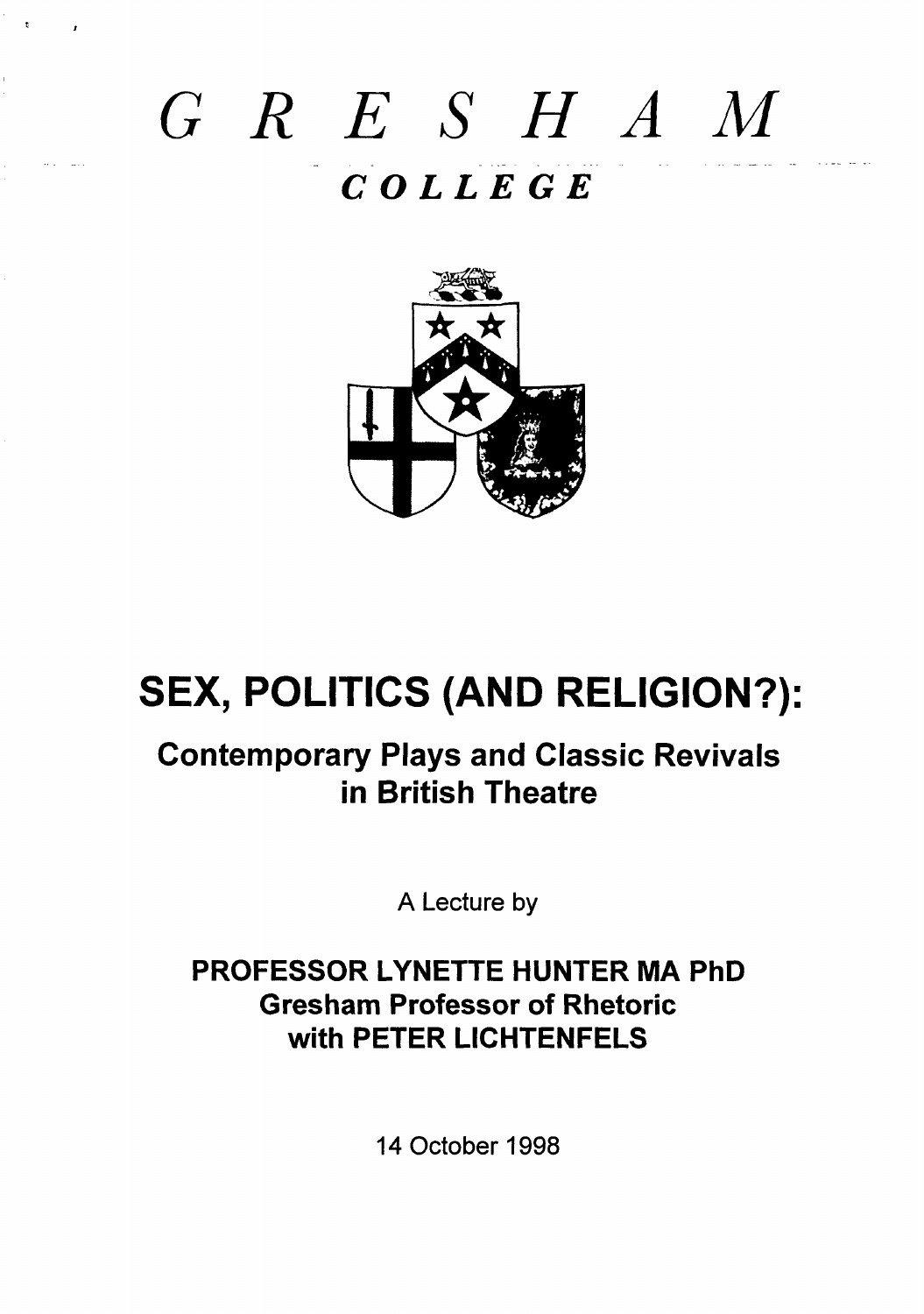# GRESHAM

## COLLEGE

# SEX, POLITICS (AND RELIGION?):

## Contemporary Plays and Classic Revivals in British Theatre

A Lecture by

**PROFESSOR LYNETTE HUNTER MA PhD**
**Gresham Professor of Rhetoric**
**with PETER LICHTENFELS**

14 October 1998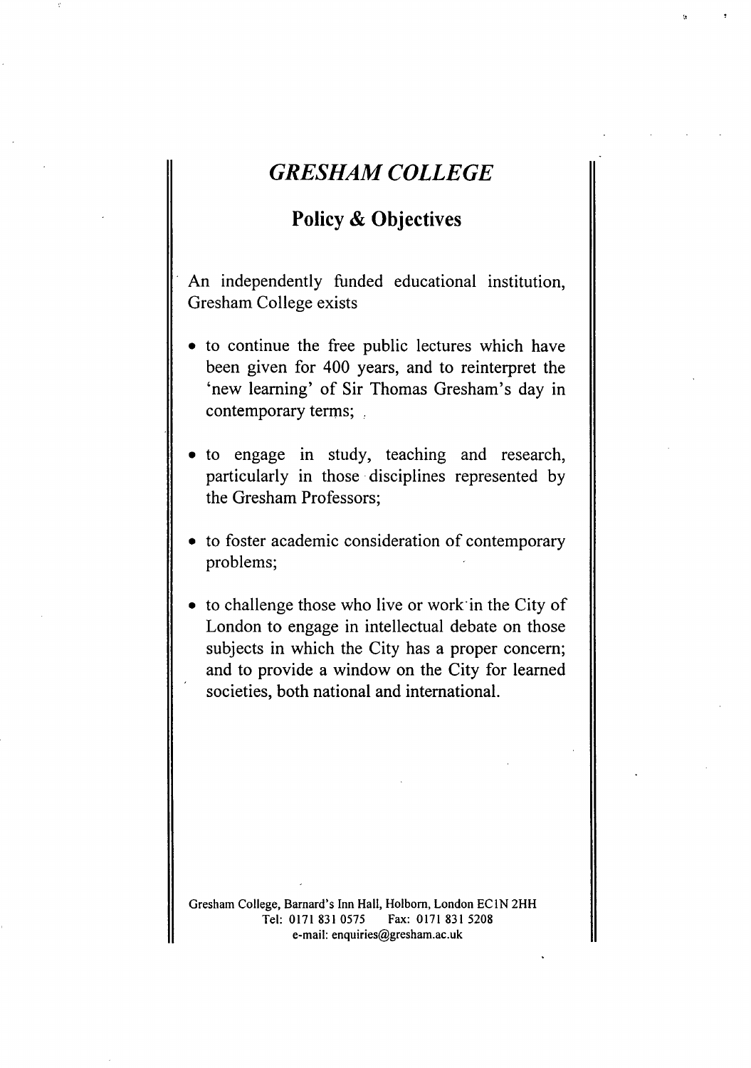# *GRESHAM COLLEGE*

## Policy & Objectives

An independently funded educational institution, Gresham College exists

- to continue the free public lectures which have been given for 400 years, and to reinterpret the 'new learning' of Sir Thomas Gresham's day in contemporary terms;
- to engage in study, teaching and research, particularly in those disciplines represented by the Gresham Professors;
- to foster academic consideration of contemporary problems;
- to challenge those who live or work in the City of London to engage in intellectual debate on those subjects in which the City has a proper concern; and to provide a window on the City for learned societies, both national and international.

Gresham College, Barnard's Inn Hall, Holborn, London EC1N 2HH
Tel: 0171 831 0575 Fax: 0171 831 5208
e-mail: enquiries@gresham.ac.uk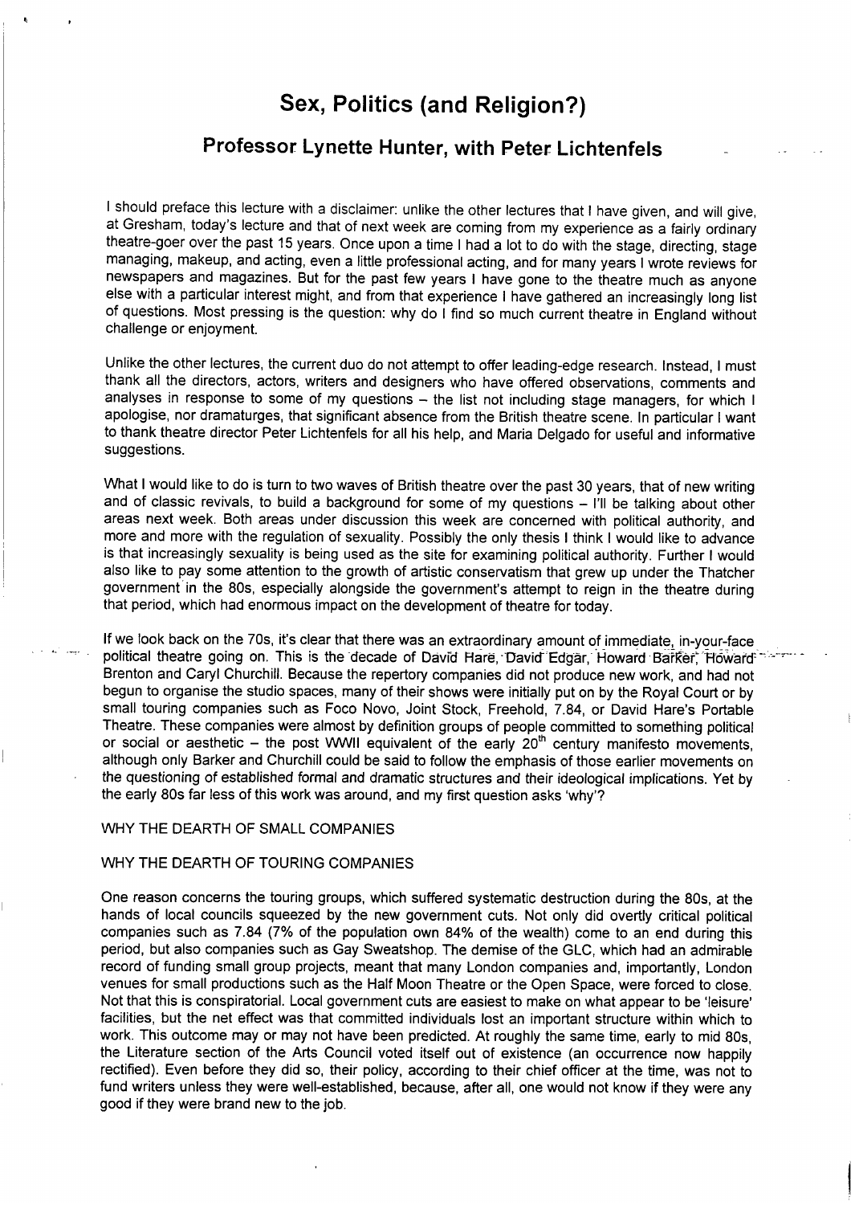# Sex, Politics (and Religion?)

## Professor Lynette Hunter, with Peter Lichtenfels

I should preface this lecture with a disclaimer: unlike the other lectures that I have given, and will give, at Gresham, today's lecture and that of next week are coming from my experience as a fairly ordinary theatre-goer over the past 15 years. Once upon a time I had a lot to do with the stage, directing, stage managing, makeup, and acting, even a little professional acting, and for many years I wrote reviews for newspapers and magazines. But for the past few years I have gone to the theatre much as anyone else with a particular interest might, and from that experience I have gathered an increasingly long list of questions. Most pressing is the question: why do I find so much current theatre in England without challenge or enjoyment.

Unlike the other lectures, the current duo do not attempt to offer leading-edge research. Instead, I must thank all the directors, actors, writers and designers who have offered observations, comments and analyses in response to some of my questions – the list not including stage managers, for which I apologise, nor dramaturges, that significant absence from the British theatre scene. In particular I want to thank theatre director Peter Lichtenfels for all his help, and Maria Delgado for useful and informative suggestions.

What I would like to do is turn to two waves of British theatre over the past 30 years, that of new writing and of classic revivals, to build a background for some of my questions – I'll be talking about other areas next week. Both areas under discussion this week are concerned with political authority, and more and more with the regulation of sexuality. Possibly the only thesis I think I would like to advance is that increasingly sexuality is being used as the site for examining political authority. Further I would also like to pay some attention to the growth of artistic conservatism that grew up under the Thatcher government in the 80s, especially alongside the government's attempt to reign in the theatre during that period, which had enormous impact on the development of theatre for today.

If we look back on the 70s, it's clear that there was an extraordinary amount of immediate, in-your-face political theatre going on. This is the decade of David Hare, David Edgar, Howard Barker, Howard Brenton and Caryl Churchill. Because the repertory companies did not produce new work, and had not begun to organise the studio spaces, many of their shows were initially put on by the Royal Court or by small touring companies such as Foco Novo, Joint Stock, Freehold, 7.84, or David Hare's Portable Theatre. These companies were almost by definition groups of people committed to something political or social or aesthetic – the post WWII equivalent of the early 20th century manifesto movements, although only Barker and Churchill could be said to follow the emphasis of those earlier movements on the questioning of established formal and dramatic structures and their ideological implications. Yet by the early 80s far less of this work was around, and my first question asks 'why'?

WHY THE DEARTH OF SMALL COMPANIES

WHY THE DEARTH OF TOURING COMPANIES

One reason concerns the touring groups, which suffered systematic destruction during the 80s, at the hands of local councils squeezed by the new government cuts. Not only did overtly critical political companies such as 7.84 (7% of the population own 84% of the wealth) come to an end during this period, but also companies such as Gay Sweatshop. The demise of the GLC, which had an admirable record of funding small group projects, meant that many London companies and, importantly, London venues for small productions such as the Half Moon Theatre or the Open Space, were forced to close. Not that this is conspiratorial. Local government cuts are easiest to make on what appear to be 'leisure' facilities, but the net effect was that committed individuals lost an important structure within which to work. This outcome may or may not have been predicted. At roughly the same time, early to mid 80s, the Literature section of the Arts Council voted itself out of existence (an occurrence now happily rectified). Even before they did so, their policy, according to their chief officer at the time, was not to fund writers unless they were well-established, because, after all, one would not know if they were any good if they were brand new to the job.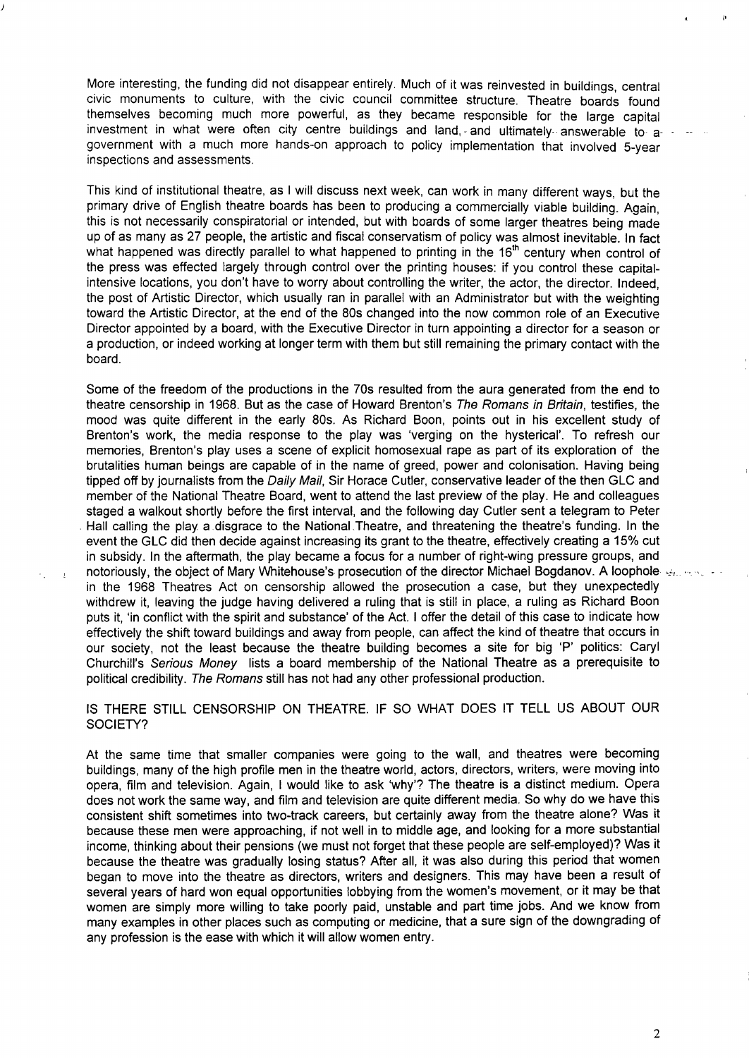More interesting, the funding did not disappear entirely. Much of it was reinvested in buildings, central civic monuments to culture, with the civic council committee structure. Theatre boards found themselves becoming much more powerful, as they became responsible for the large capital investment in what were often city centre buildings and land, and ultimately answerable to a government with a much more hands-on approach to policy implementation that involved 5-year inspections and assessments.

This kind of institutional theatre, as I will discuss next week, can work in many different ways, but the primary drive of English theatre boards has been to producing a commercially viable building. Again, this is not necessarily conspiratorial or intended, but with boards of some larger theatres being made up of as many as 27 people, the artistic and fiscal conservatism of policy was almost inevitable. In fact what happened was directly parallel to what happened to printing in the 16th century when control of the press was effected largely through control over the printing houses: if you control these capital-intensive locations, you don't have to worry about controlling the writer, the actor, the director. Indeed, the post of Artistic Director, which usually ran in parallel with an Administrator but with the weighting toward the Artistic Director, at the end of the 80s changed into the now common role of an Executive Director appointed by a board, with the Executive Director in turn appointing a director for a season or a production, or indeed working at longer term with them but still remaining the primary contact with the board.

Some of the freedom of the productions in the 70s resulted from the aura generated from the end to theatre censorship in 1968. But as the case of Howard Brenton's *The Romans in Britain*, testifies, the mood was quite different in the early 80s. As Richard Boon, points out in his excellent study of Brenton's work, the media response to the play was 'verging on the hysterical'. To refresh our memories, Brenton's play uses a scene of explicit homosexual rape as part of its exploration of the brutalities human beings are capable of in the name of greed, power and colonisation. Having being tipped off by journalists from the *Daily Mail*, Sir Horace Cutler, conservative leader of the then GLC and member of the National Theatre Board, went to attend the last preview of the play. He and colleagues staged a walkout shortly before the first interval, and the following day Cutler sent a telegram to Peter Hall calling the play a disgrace to the National Theatre, and threatening the theatre's funding. In the event the GLC did then decide against increasing its grant to the theatre, effectively creating a 15% cut in subsidy. In the aftermath, the play became a focus for a number of right-wing pressure groups, and notoriously, the object of Mary Whitehouse's prosecution of the director Michael Bogdanov. A loophole in the 1968 Theatres Act on censorship allowed the prosecution a case, but they unexpectedly withdrew it, leaving the judge having delivered a ruling that is still in place, a ruling as Richard Boon puts it, 'in conflict with the spirit and substance' of the Act. I offer the detail of this case to indicate how effectively the shift toward buildings and away from people, can affect the kind of theatre that occurs in our society, not the least because the theatre building becomes a site for big 'P' politics: Caryl Churchill's *Serious Money* lists a board membership of the National Theatre as a prerequisite to political credibility. *The Romans* still has not had any other professional production.

IS THERE STILL CENSORSHIP ON THEATRE. IF SO WHAT DOES IT TELL US ABOUT OUR SOCIETY?

At the same time that smaller companies were going to the wall, and theatres were becoming buildings, many of the high profile men in the theatre world, actors, directors, writers, were moving into opera, film and television. Again, I would like to ask 'why'? The theatre is a distinct medium. Opera does not work the same way, and film and television are quite different media. So why do we have this consistent shift sometimes into two-track careers, but certainly away from the theatre alone? Was it because these men were approaching, if not well in to middle age, and looking for a more substantial income, thinking about their pensions (we must not forget that these people are self-employed)? Was it because the theatre was gradually losing status? After all, it was also during this period that women began to move into the theatre as directors, writers and designers. This may have been a result of several years of hard won equal opportunities lobbying from the women's movement, or it may be that women are simply more willing to take poorly paid, unstable and part time jobs. And we know from many examples in other places such as computing or medicine, that a sure sign of the downgrading of any profession is the ease with which it will allow women entry.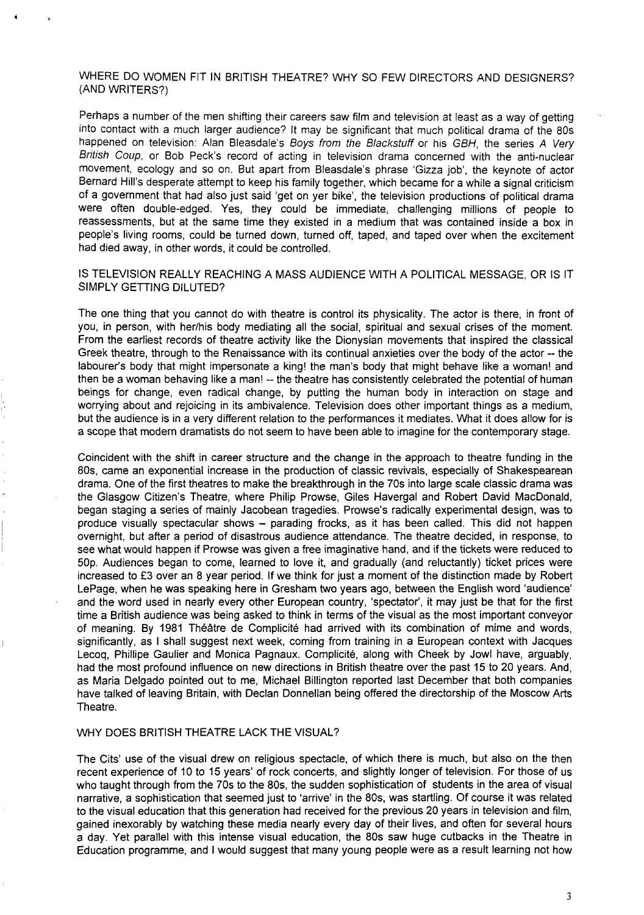WHERE DO WOMEN FIT IN BRITISH THEATRE? WHY SO FEW DIRECTORS AND DESIGNERS? (AND WRITERS?)

Perhaps a number of the men shifting their careers saw film and television at least as a way of getting into contact with a much larger audience? It may be significant that much political drama of the 80s happened on television: Alan Bleasdale's *Boys from the Blackstuff* or his *GBH*, the series *A Very British Coup*, or Bob Peck's record of acting in television drama concerned with the anti-nuclear movement, ecology and so on. But apart from Bleasdale's phrase 'Gizza job', the keynote of actor Bernard Hill's desperate attempt to keep his family together, which became for a while a signal criticism of a government that had also just said 'get on yer bike', the television productions of political drama were often double-edged. Yes, they could be immediate, challenging millions of people to reassessments, but at the same time they existed in a medium that was contained inside a box in people's living rooms, could be turned down, turned off, taped, and taped over when the excitement had died away, in other words, it could be controlled.

IS TELEVISION REALLY REACHING A MASS AUDIENCE WITH A POLITICAL MESSAGE, OR IS IT SIMPLY GETTING DILUTED?

The one thing that you cannot do with theatre is control its physicality. The actor is there, in front of you, in person, with her/his body mediating all the social, spiritual and sexual crises of the moment. From the earliest records of theatre activity like the Dionysian movements that inspired the classical Greek theatre, through to the Renaissance with its continual anxieties over the body of the actor -- the labourer's body that might impersonate a king! the man's body that might behave like a woman! and then be a woman behaving like a man! -- the theatre has consistently celebrated the potential of human beings for change, even radical change, by putting the human body in interaction on stage and worrying about and rejoicing in its ambivalence. Television does other important things as a medium, but the audience is in a very different relation to the performances it mediates. What it does allow for is a scope that modern dramatists do not seem to have been able to imagine for the contemporary stage.

Coincident with the shift in career structure and the change in the approach to theatre funding in the 80s, came an exponential increase in the production of classic revivals, especially of Shakespearean drama. One of the first theatres to make the breakthrough in the 70s into large scale classic drama was the Glasgow Citizen's Theatre, where Philip Prowse, Giles Havergal and Robert David MacDonald, began staging a series of mainly Jacobean tragedies. Prowse's radically experimental design, was to produce visually spectacular shows – parading frocks, as it has been called. This did not happen overnight, but after a period of disastrous audience attendance. The theatre decided, in response, to see what would happen if Prowse was given a free imaginative hand, and if the tickets were reduced to 50p. Audiences began to come, learned to love it, and gradually (and reluctantly) ticket prices were increased to £3 over an 8 year period. If we think for just a moment of the distinction made by Robert LePage, when he was speaking here in Gresham two years ago, between the English word 'audience' and the word used in nearly every other European country, 'spectator', it may just be that for the first time a British audience was being asked to think in terms of the visual as the most important conveyor of meaning. By 1981 Théâtre de Complicité had arrived with its combination of mime and words, significantly, as I shall suggest next week, coming from training in a European context with Jacques Lecoq, Phillipe Gaulier and Monica Pagnaux. Complicité, along with Cheek by Jowl have, arguably, had the most profound influence on new directions in British theatre over the past 15 to 20 years. And, as Maria Delgado pointed out to me, Michael Billington reported last December that both companies have talked of leaving Britain, with Declan Donnellan being offered the directorship of the Moscow Arts Theatre.

WHY DOES BRITISH THEATRE LACK THE VISUAL?

The Cits' use of the visual drew on religious spectacle, of which there is much, but also on the then recent experience of 10 to 15 years' of rock concerts, and slightly longer of television. For those of us who taught through from the 70s to the 80s, the sudden sophistication of students in the area of visual narrative, a sophistication that seemed just to 'arrive' in the 80s, was startling. Of course it was related to the visual education that this generation had received for the previous 20 years in television and film, gained inexorably by watching these media nearly every day of their lives, and often for several hours a day. Yet parallel with this intense visual education, the 80s saw huge cutbacks in the Theatre in Education programme, and I would suggest that many young people were as a result learning not how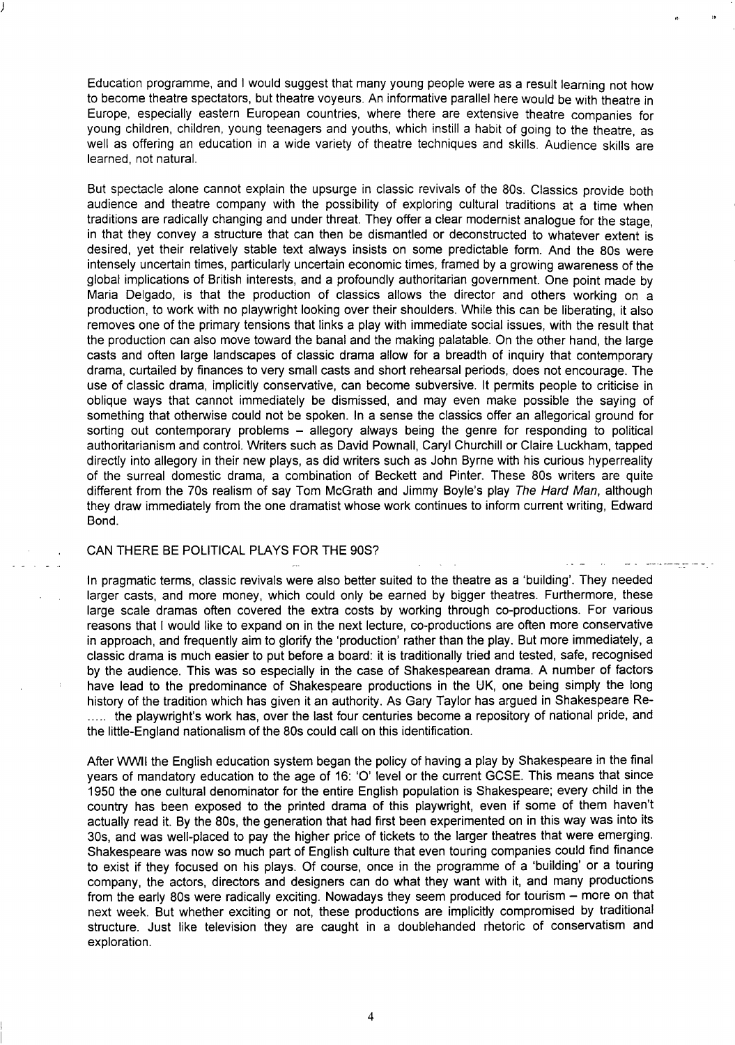Education programme, and I would suggest that many young people were as a result learning not how to become theatre spectators, but theatre voyeurs. An informative parallel here would be with theatre in Europe, especially eastern European countries, where there are extensive theatre companies for young children, children, young teenagers and youths, which instill a habit of going to the theatre, as well as offering an education in a wide variety of theatre techniques and skills. Audience skills are learned, not natural.

But spectacle alone cannot explain the upsurge in classic revivals of the 80s. Classics provide both audience and theatre company with the possibility of exploring cultural traditions at a time when traditions are radically changing and under threat. They offer a clear modernist analogue for the stage, in that they convey a structure that can then be dismantled or deconstructed to whatever extent is desired, yet their relatively stable text always insists on some predictable form. And the 80s were intensely uncertain times, particularly uncertain economic times, framed by a growing awareness of the global implications of British interests, and a profoundly authoritarian government. One point made by Maria Delgado, is that the production of classics allows the director and others working on a production, to work with no playwright looking over their shoulders. While this can be liberating, it also removes one of the primary tensions that links a play with immediate social issues, with the result that the production can also move toward the banal and the making palatable. On the other hand, the large casts and often large landscapes of classic drama allow for a breadth of inquiry that contemporary drama, curtailed by finances to very small casts and short rehearsal periods, does not encourage. The use of classic drama, implicitly conservative, can become subversive. It permits people to criticise in oblique ways that cannot immediately be dismissed, and may even make possible the saying of something that otherwise could not be spoken. In a sense the classics offer an allegorical ground for sorting out contemporary problems – allegory always being the genre for responding to political authoritarianism and control. Writers such as David Pownall, Caryl Churchill or Claire Luckham, tapped directly into allegory in their new plays, as did writers such as John Byrne with his curious hyperreality of the surreal domestic drama, a combination of Beckett and Pinter. These 80s writers are quite different from the 70s realism of say Tom McGrath and Jimmy Boyle's play *The Hard Man*, although they draw immediately from the one dramatist whose work continues to inform current writing, Edward Bond.

## CAN THERE BE POLITICAL PLAYS FOR THE 90S?

In pragmatic terms, classic revivals were also better suited to the theatre as a 'building'. They needed larger casts, and more money, which could only be earned by bigger theatres. Furthermore, these large scale dramas often covered the extra costs by working through co-productions. For various reasons that I would like to expand on in the next lecture, co-productions are often more conservative in approach, and frequently aim to glorify the 'production' rather than the play. But more immediately, a classic drama is much easier to put before a board: it is traditionally tried and tested, safe, recognised by the audience. This was so especially in the case of Shakespearean drama. A number of factors have lead to the predominance of Shakespeare productions in the UK, one being simply the long history of the tradition which has given it an authority. As Gary Taylor has argued in Shakespeare Re- ..... the playwright's work has, over the last four centuries become a repository of national pride, and the little-England nationalism of the 80s could call on this identification.

After WWII the English education system began the policy of having a play by Shakespeare in the final years of mandatory education to the age of 16: 'O' level or the current GCSE. This means that since 1950 the one cultural denominator for the entire English population is Shakespeare; every child in the country has been exposed to the printed drama of this playwright, even if some of them haven't actually read it. By the 80s, the generation that had first been experimented on in this way was into its 30s, and was well-placed to pay the higher price of tickets to the larger theatres that were emerging. Shakespeare was now so much part of English culture that even touring companies could find finance to exist if they focused on his plays. Of course, once in the programme of a 'building' or a touring company, the actors, directors and designers can do what they want with it, and many productions from the early 80s were radically exciting. Nowadays they seem produced for tourism – more on that next week. But whether exciting or not, these productions are implicitly compromised by traditional structure. Just like television they are caught in a doublehanded rhetoric of conservatism and exploration.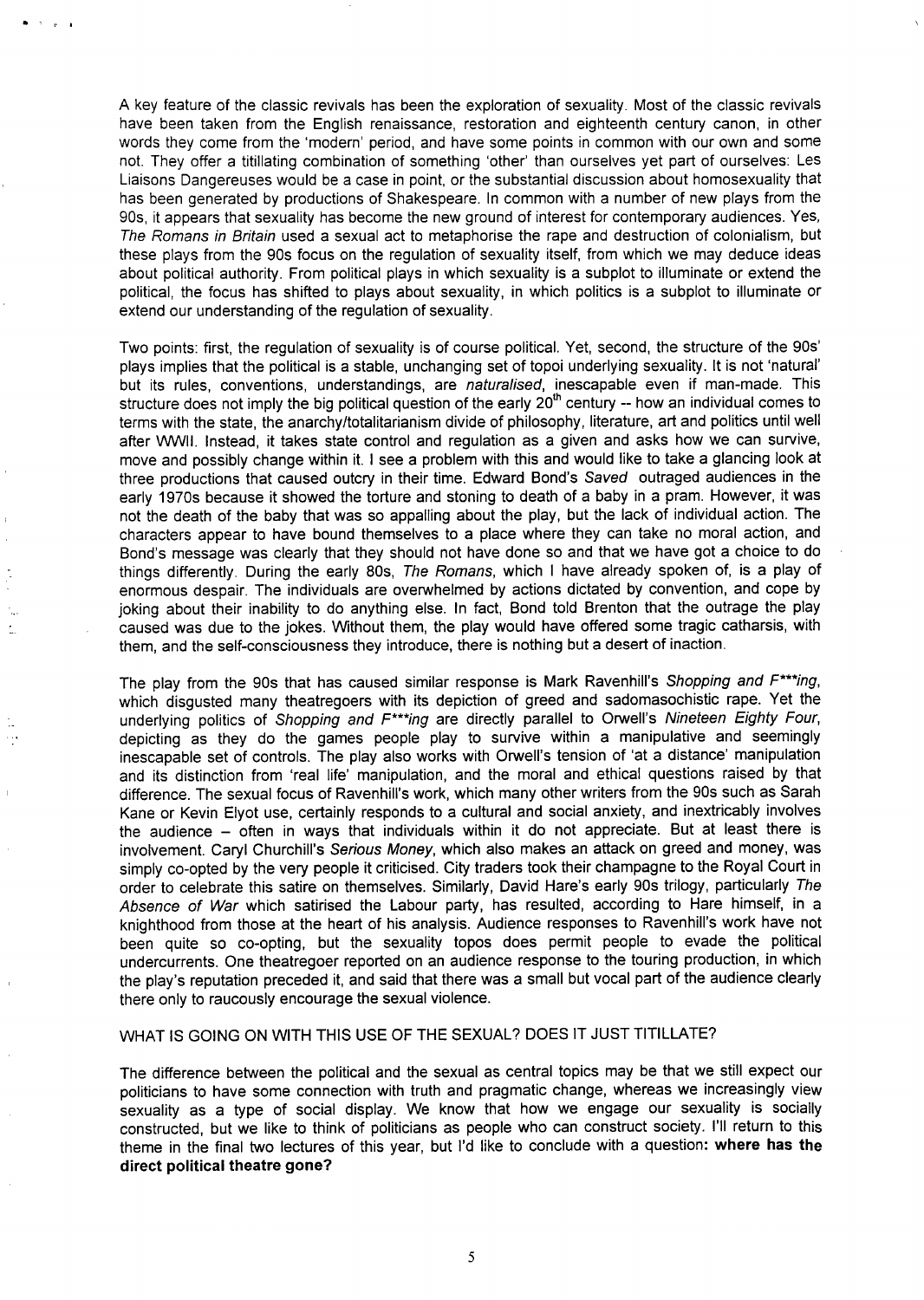A key feature of the classic revivals has been the exploration of sexuality. Most of the classic revivals have been taken from the English renaissance, restoration and eighteenth century canon, in other words they come from the 'modern' period, and have some points in common with our own and some not. They offer a titillating combination of something 'other' than ourselves yet part of ourselves: Les Liaisons Dangereuses would be a case in point, or the substantial discussion about homosexuality that has been generated by productions of Shakespeare. In common with a number of new plays from the 90s, it appears that sexuality has become the new ground of interest for contemporary audiences. Yes, *The Romans in Britain* used a sexual act to metaphorise the rape and destruction of colonialism, but these plays from the 90s focus on the regulation of sexuality itself, from which we may deduce ideas about political authority. From political plays in which sexuality is a subplot to illuminate or extend the political, the focus has shifted to plays about sexuality, in which politics is a subplot to illuminate or extend our understanding of the regulation of sexuality.

Two points: first, the regulation of sexuality is of course political. Yet, second, the structure of the 90s' plays implies that the political is a stable, unchanging set of topoi underlying sexuality. It is not 'natural' but its rules, conventions, understandings, are *naturalised*, inescapable even if man-made. This structure does not imply the big political question of the early 20th century -- how an individual comes to terms with the state, the anarchy/totalitarianism divide of philosophy, literature, art and politics until well after WWII. Instead, it takes state control and regulation as a given and asks how we can survive, move and possibly change within it. I see a problem with this and would like to take a glancing look at three productions that caused outcry in their time. Edward Bond's *Saved* outraged audiences in the early 1970s because it showed the torture and stoning to death of a baby in a pram. However, it was not the death of the baby that was so appalling about the play, but the lack of individual action. The characters appear to have bound themselves to a place where they can take no moral action, and Bond's message was clearly that they should not have done so and that we have got a choice to do things differently. During the early 80s, *The Romans*, which I have already spoken of, is a play of enormous despair. The individuals are overwhelmed by actions dictated by convention, and cope by joking about their inability to do anything else. In fact, Bond told Brenton that the outrage the play caused was due to the jokes. Without them, the play would have offered some tragic catharsis, with them, and the self-consciousness they introduce, there is nothing but a desert of inaction.

The play from the 90s that has caused similar response is Mark Ravenhill's *Shopping and F\*\*\*ing*, which disgusted many theatregoers with its depiction of greed and sadomasochistic rape. Yet the underlying politics of *Shopping and F\*\*\*ing* are directly parallel to Orwell's *Nineteen Eighty Four*, depicting as they do the games people play to survive within a manipulative and seemingly inescapable set of controls. The play also works with Orwell's tension of 'at a distance' manipulation and its distinction from 'real life' manipulation, and the moral and ethical questions raised by that difference. The sexual focus of Ravenhill's work, which many other writers from the 90s such as Sarah Kane or Kevin Elyot use, certainly responds to a cultural and social anxiety, and inextricably involves the audience – often in ways that individuals within it do not appreciate. But at least there is involvement. Caryl Churchill's *Serious Money*, which also makes an attack on greed and money, was simply co-opted by the very people it criticised. City traders took their champagne to the Royal Court in order to celebrate this satire on themselves. Similarly, David Hare's early 90s trilogy, particularly *The Absence of War* which satirised the Labour party, has resulted, according to Hare himself, in a knighthood from those at the heart of his analysis. Audience responses to Ravenhill's work have not been quite so co-opting, but the sexuality topos does permit people to evade the political undercurrents. One theatregoer reported on an audience response to the touring production, in which the play's reputation preceded it, and said that there was a small but vocal part of the audience clearly there only to raucously encourage the sexual violence.

WHAT IS GOING ON WITH THIS USE OF THE SEXUAL? DOES IT JUST TITILLATE?

The difference between the political and the sexual as central topics may be that we still expect our politicians to have some connection with truth and pragmatic change, whereas we increasingly view sexuality as a type of social display. We know that how we engage our sexuality is socially constructed, but we like to think of politicians as people who can construct society. I'll return to this theme in the final two lectures of this year, but I'd like to conclude with a question: **where has the direct political theatre gone?**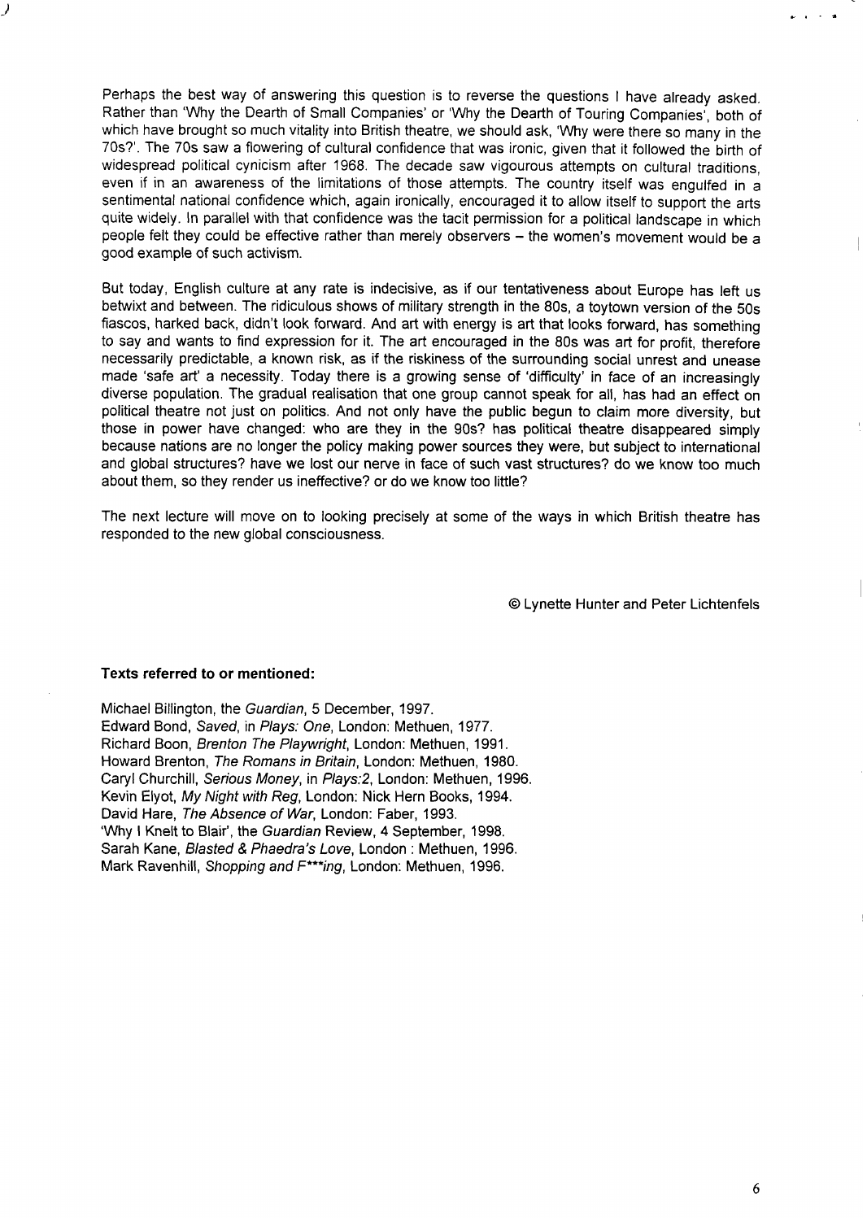Perhaps the best way of answering this question is to reverse the questions I have already asked. Rather than 'Why the Dearth of Small Companies' or 'Why the Dearth of Touring Companies', both of which have brought so much vitality into British theatre, we should ask, 'Why were there so many in the 70s?'. The 70s saw a flowering of cultural confidence that was ironic, given that it followed the birth of widespread political cynicism after 1968. The decade saw vigourous attempts on cultural traditions, even if in an awareness of the limitations of those attempts. The country itself was engulfed in a sentimental national confidence which, again ironically, encouraged it to allow itself to support the arts quite widely. In parallel with that confidence was the tacit permission for a political landscape in which people felt they could be effective rather than merely observers – the women's movement would be a good example of such activism.

But today, English culture at any rate is indecisive, as if our tentativeness about Europe has left us betwixt and between. The ridiculous shows of military strength in the 80s, a toytown version of the 50s fiascos, harked back, didn't look forward. And art with energy is art that looks forward, has something to say and wants to find expression for it. The art encouraged in the 80s was art for profit, therefore necessarily predictable, a known risk, as if the riskiness of the surrounding social unrest and unease made 'safe art' a necessity. Today there is a growing sense of 'difficulty' in face of an increasingly diverse population. The gradual realisation that one group cannot speak for all, has had an effect on political theatre not just on politics. And not only have the public begun to claim more diversity, but those in power have changed: who are they in the 90s? has political theatre disappeared simply because nations are no longer the policy making power sources they were, but subject to international and global structures? have we lost our nerve in face of such vast structures? do we know too much about them, so they render us ineffective? or do we know too little?

The next lecture will move on to looking precisely at some of the ways in which British theatre has responded to the new global consciousness.

© Lynette Hunter and Peter Lichtenfels

**Texts referred to or mentioned:**

Michael Billington, the *Guardian*, 5 December, 1997.
Edward Bond, *Saved*, in *Plays: One*, London: Methuen, 1977.
Richard Boon, *Brenton The Playwright*, London: Methuen, 1991.
Howard Brenton, *The Romans in Britain*, London: Methuen, 1980.
Caryl Churchill, *Serious Money*, in *Plays:2*, London: Methuen, 1996.
Kevin Elyot, *My Night with Reg*, London: Nick Hern Books, 1994.
David Hare, *The Absence of War*, London: Faber, 1993.
'Why I Knelt to Blair', the *Guardian* Review, 4 September, 1998.
Sarah Kane, *Blasted & Phaedra's Love*, London : Methuen, 1996.
Mark Ravenhill, *Shopping and F***ing*, London: Methuen, 1996.